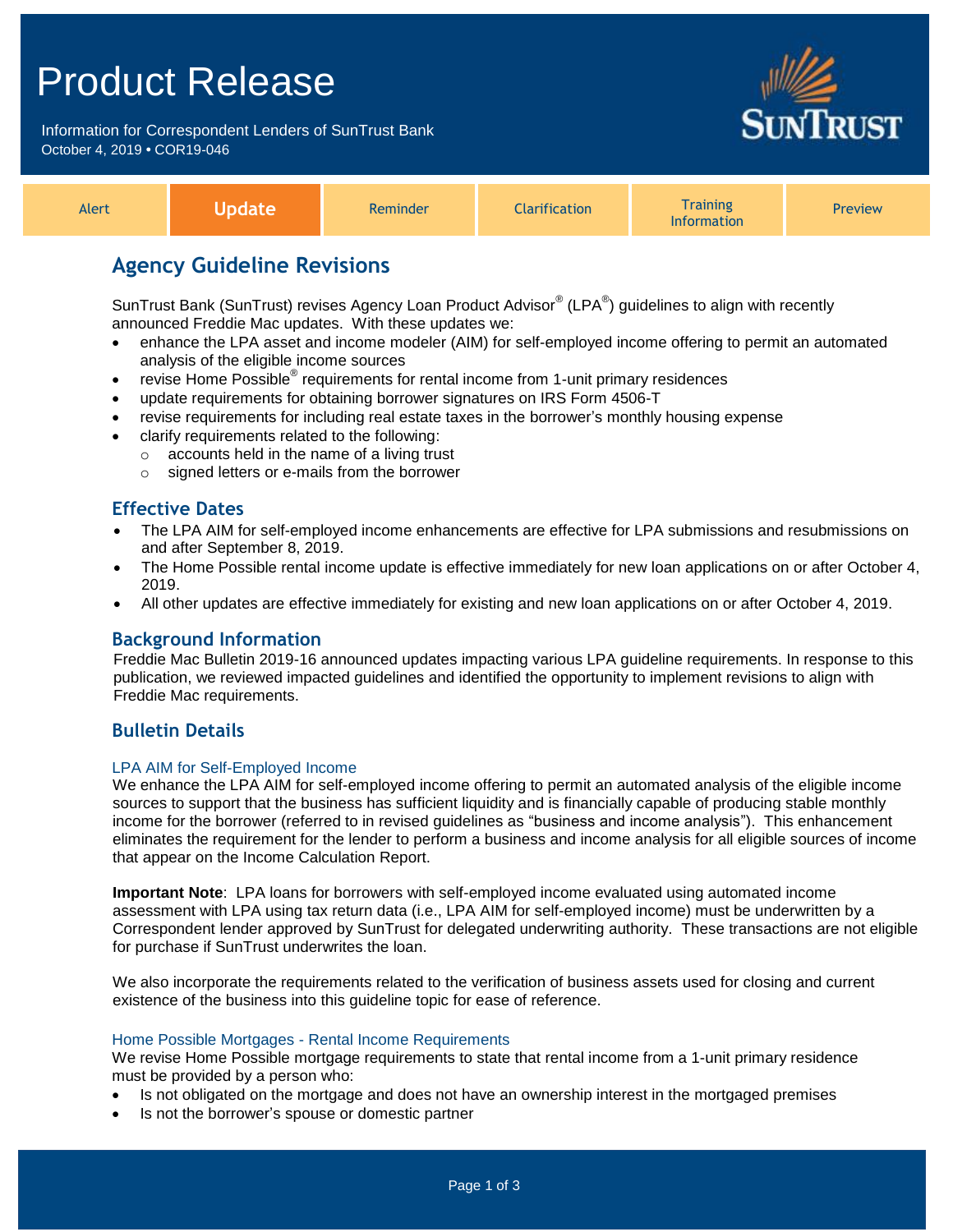# Product Release

Information for Correspondent Lenders of SunTrust Bank
October 4, 2019 • COR19-046

| Alert | **Update** | Reminder | Clarification | Training Information | Preview |
|---|---|---|---|---|---|

## Agency Guideline Revisions

SunTrust Bank (SunTrust) revises Agency Loan Product Advisor® (LPA®) guidelines to align with recently announced Freddie Mac updates. With these updates we:

- enhance the LPA asset and income modeler (AIM) for self-employed income offering to permit an automated analysis of the eligible income sources
- revise Home Possible® requirements for rental income from 1-unit primary residences
- update requirements for obtaining borrower signatures on IRS Form 4506-T
- revise requirements for including real estate taxes in the borrower's monthly housing expense
- clarify requirements related to the following:
  - accounts held in the name of a living trust
  - signed letters or e-mails from the borrower

### Effective Dates

- The LPA AIM for self-employed income enhancements are effective for LPA submissions and resubmissions on and after September 8, 2019.
- The Home Possible rental income update is effective immediately for new loan applications on or after October 4, 2019.
- All other updates are effective immediately for existing and new loan applications on or after October 4, 2019.

### Background Information

Freddie Mac Bulletin 2019-16 announced updates impacting various LPA guideline requirements. In response to this publication, we reviewed impacted guidelines and identified the opportunity to implement revisions to align with Freddie Mac requirements.

### Bulletin Details

#### LPA AIM for Self-Employed Income

We enhance the LPA AIM for self-employed income offering to permit an automated analysis of the eligible income sources to support that the business has sufficient liquidity and is financially capable of producing stable monthly income for the borrower (referred to in revised guidelines as "business and income analysis"). This enhancement eliminates the requirement for the lender to perform a business and income analysis for all eligible sources of income that appear on the Income Calculation Report.

**Important Note**: LPA loans for borrowers with self-employed income evaluated using automated income assessment with LPA using tax return data (i.e., LPA AIM for self-employed income) must be underwritten by a Correspondent lender approved by SunTrust for delegated underwriting authority. These transactions are not eligible for purchase if SunTrust underwrites the loan.

We also incorporate the requirements related to the verification of business assets used for closing and current existence of the business into this guideline topic for ease of reference.

#### Home Possible Mortgages - Rental Income Requirements

We revise Home Possible mortgage requirements to state that rental income from a 1-unit primary residence must be provided by a person who:

- Is not obligated on the mortgage and does not have an ownership interest in the mortgaged premises
- Is not the borrower's spouse or domestic partner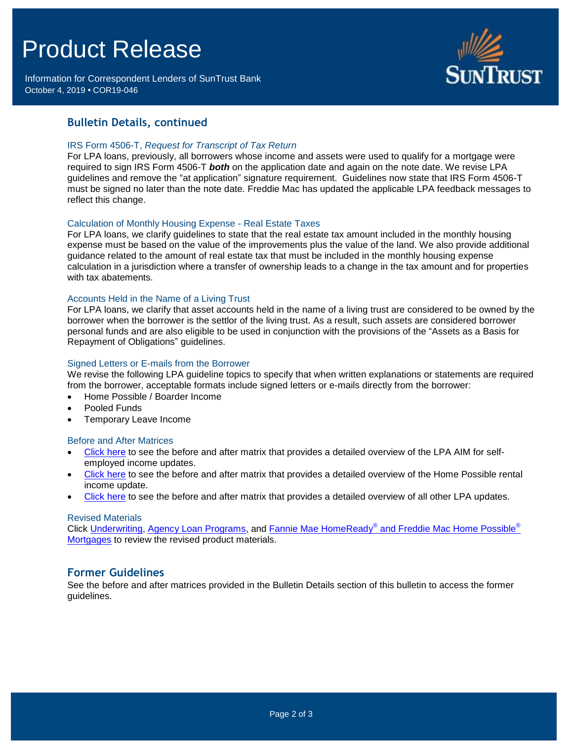## Bulletin Details, continued

### IRS Form 4506-T, *Request for Transcript of Tax Return*

For LPA loans, previously, all borrowers whose income and assets were used to qualify for a mortgage were required to sign IRS Form 4506-T ***both*** on the application date and again on the note date. We revise LPA guidelines and remove the "at application" signature requirement. Guidelines now state that IRS Form 4506-T must be signed no later than the note date. Freddie Mac has updated the applicable LPA feedback messages to reflect this change.

### Calculation of Monthly Housing Expense - Real Estate Taxes

For LPA loans, we clarify guidelines to state that the real estate tax amount included in the monthly housing expense must be based on the value of the improvements plus the value of the land. We also provide additional guidance related to the amount of real estate tax that must be included in the monthly housing expense calculation in a jurisdiction where a transfer of ownership leads to a change in the tax amount and for properties with tax abatements.

### Accounts Held in the Name of a Living Trust

For LPA loans, we clarify that asset accounts held in the name of a living trust are considered to be owned by the borrower when the borrower is the settlor of the living trust. As a result, such assets are considered borrower personal funds and are also eligible to be used in conjunction with the provisions of the "Assets as a Basis for Repayment of Obligations" guidelines.

### Signed Letters or E-mails from the Borrower

We revise the following LPA guideline topics to specify that when written explanations or statements are required from the borrower, acceptable formats include signed letters or e-mails directly from the borrower:

- Home Possible / Boarder Income
- Pooled Funds
- Temporary Leave Income

### Before and After Matrices

- Click here to see the before and after matrix that provides a detailed overview of the LPA AIM for self-employed income updates.
- Click here to see the before and after matrix that provides a detailed overview of the Home Possible rental income update.
- Click here to see the before and after matrix that provides a detailed overview of all other LPA updates.

### Revised Materials

Click Underwriting, Agency Loan Programs, and Fannie Mae HomeReady® and Freddie Mac Home Possible® Mortgages to review the revised product materials.

## Former Guidelines

See the before and after matrices provided in the Bulletin Details section of this bulletin to access the former guidelines.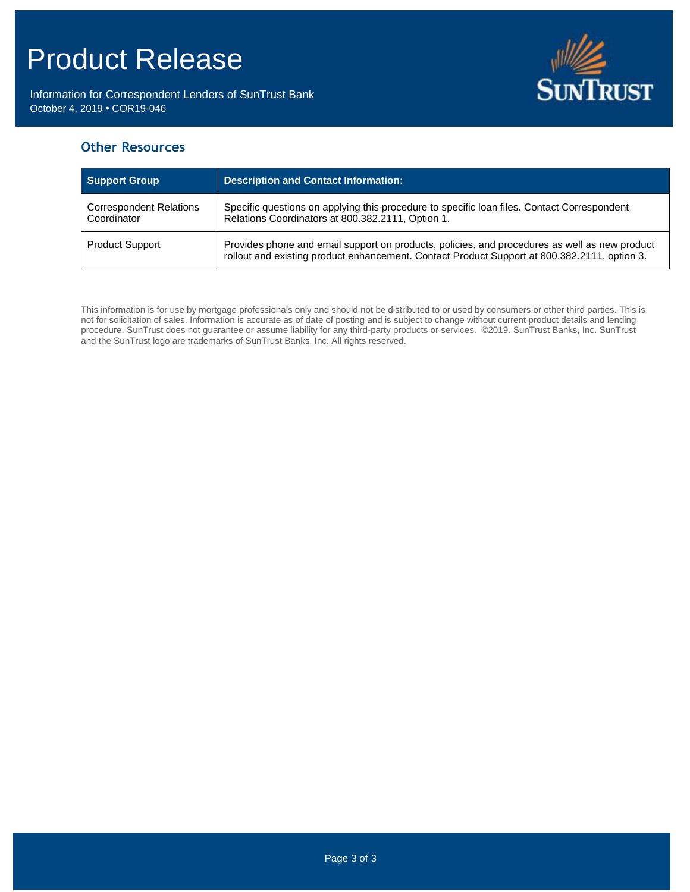## Other Resources

| Support Group | Description and Contact Information: |
| --- | --- |
| Correspondent Relations Coordinator | Specific questions on applying this procedure to specific loan files. Contact Correspondent Relations Coordinators at 800.382.2111, Option 1. |
| Product Support | Provides phone and email support on products, policies, and procedures as well as new product rollout and existing product enhancement. Contact Product Support at 800.382.2111, option 3. |

This information is for use by mortgage professionals only and should not be distributed to or used by consumers or other third parties. This is not for solicitation of sales. Information is accurate as of date of posting and is subject to change without current product details and lending procedure. SunTrust does not guarantee or assume liability for any third-party products or services. ©2019. SunTrust Banks, Inc. SunTrust and the SunTrust logo are trademarks of SunTrust Banks, Inc. All rights reserved.